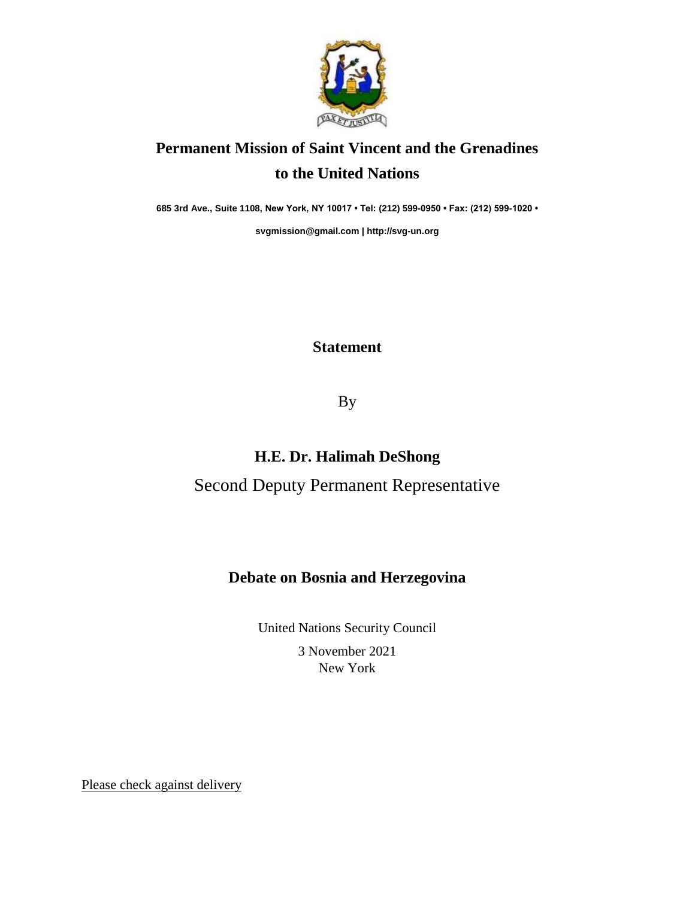# Permanent Mission of Saint Vincent and the Grenadines to the United Nations

**685 3rd Ave., Suite 1108, New York, NY 10017 • Tel: (212) 599-0950 • Fax: (212) 599-1020 •**

**svgmission@gmail.com | http://svg-un.org**

## Statement

By

**H.E. Dr. Halimah DeShong**

Second Deputy Permanent Representative

## Debate on Bosnia and Herzegovina

United Nations Security Council

3 November 2021

New York

Please check against delivery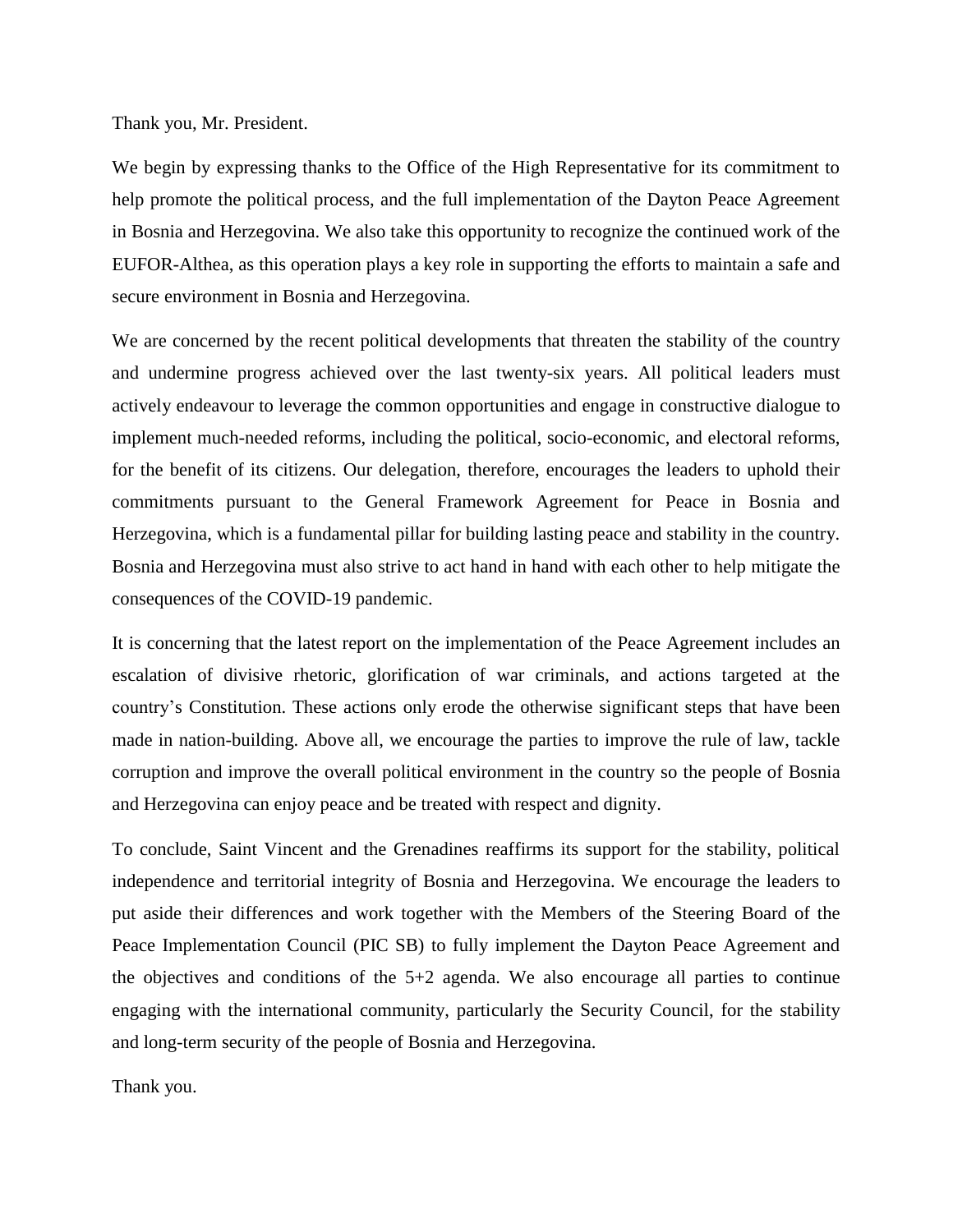Thank you, Mr. President.

We begin by expressing thanks to the Office of the High Representative for its commitment to help promote the political process, and the full implementation of the Dayton Peace Agreement in Bosnia and Herzegovina. We also take this opportunity to recognize the continued work of the EUFOR-Althea, as this operation plays a key role in supporting the efforts to maintain a safe and secure environment in Bosnia and Herzegovina.

We are concerned by the recent political developments that threaten the stability of the country and undermine progress achieved over the last twenty-six years. All political leaders must actively endeavour to leverage the common opportunities and engage in constructive dialogue to implement much-needed reforms, including the political, socio-economic, and electoral reforms, for the benefit of its citizens. Our delegation, therefore, encourages the leaders to uphold their commitments pursuant to the General Framework Agreement for Peace in Bosnia and Herzegovina, which is a fundamental pillar for building lasting peace and stability in the country. Bosnia and Herzegovina must also strive to act hand in hand with each other to help mitigate the consequences of the COVID-19 pandemic.

It is concerning that the latest report on the implementation of the Peace Agreement includes an escalation of divisive rhetoric, glorification of war criminals, and actions targeted at the country's Constitution. These actions only erode the otherwise significant steps that have been made in nation-building. Above all, we encourage the parties to improve the rule of law, tackle corruption and improve the overall political environment in the country so the people of Bosnia and Herzegovina can enjoy peace and be treated with respect and dignity.

To conclude, Saint Vincent and the Grenadines reaffirms its support for the stability, political independence and territorial integrity of Bosnia and Herzegovina. We encourage the leaders to put aside their differences and work together with the Members of the Steering Board of the Peace Implementation Council (PIC SB) to fully implement the Dayton Peace Agreement and the objectives and conditions of the 5+2 agenda. We also encourage all parties to continue engaging with the international community, particularly the Security Council, for the stability and long-term security of the people of Bosnia and Herzegovina.

Thank you.